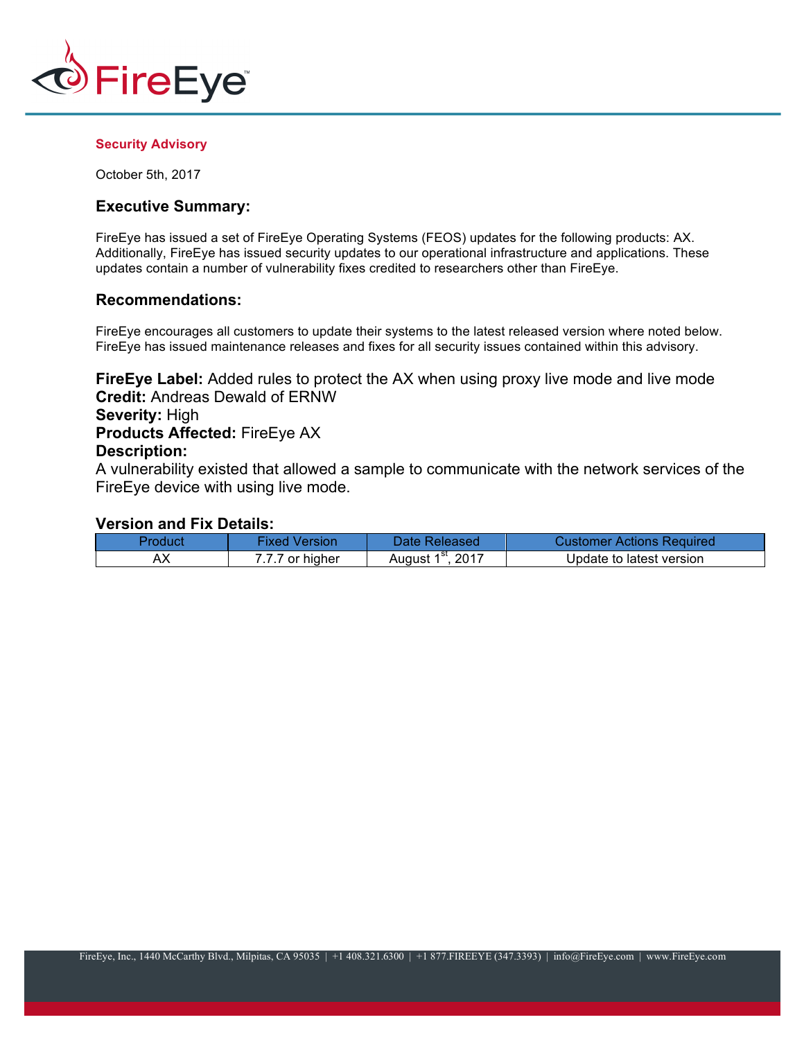FireEye

**Security Advisory**

October 5th, 2017

## Executive Summary:

FireEye has issued a set of FireEye Operating Systems (FEOS) updates for the following products: AX. Additionally, FireEye has issued security updates to our operational infrastructure and applications. These updates contain a number of vulnerability fixes credited to researchers other than FireEye.

## Recommendations:

FireEye encourages all customers to update their systems to the latest released version where noted below. FireEye has issued maintenance releases and fixes for all security issues contained within this advisory.

**FireEye Label:** Added rules to protect the AX when using proxy live mode and live mode
**Credit:** Andreas Dewald of ERNW
**Severity:** High
**Products Affected:** FireEye AX
**Description:**
A vulnerability existed that allowed a sample to communicate with the network services of the FireEye device with using live mode.

### Version and Fix Details:

| Product | Fixed Version | Date Released | Customer Actions Required |
|---|---|---|---|
| AX | 7.7.7 or higher | August 1st, 2017 | Update to latest version |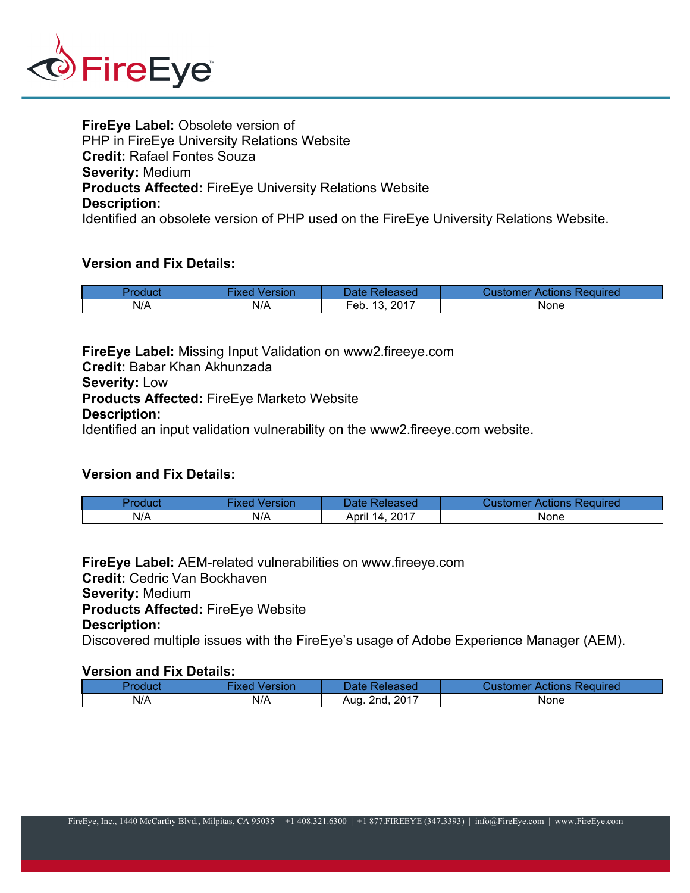**FireEye Label:** Obsolete version of PHP in FireEye University Relations Website
**Credit:** Rafael Fontes Souza
**Severity:** Medium
**Products Affected:** FireEye University Relations Website
**Description:**
Identified an obsolete version of PHP used on the FireEye University Relations Website.

**Version and Fix Details:**

| Product | Fixed Version | Date Released | Customer Actions Required |
|---|---|---|---|
| N/A | N/A | Feb. 13, 2017 | None |

**FireEye Label:** Missing Input Validation on www2.fireeye.com
**Credit:** Babar Khan Akhunzada
**Severity:** Low
**Products Affected:** FireEye Marketo Website
**Description:**
Identified an input validation vulnerability on the www2.fireeye.com website.

**Version and Fix Details:**

| Product | Fixed Version | Date Released | Customer Actions Required |
|---|---|---|---|
| N/A | N/A | April 14, 2017 | None |

**FireEye Label:** AEM-related vulnerabilities on www.fireeye.com
**Credit:** Cedric Van Bockhaven
**Severity:** Medium
**Products Affected:** FireEye Website
**Description:**
Discovered multiple issues with the FireEye's usage of Adobe Experience Manager (AEM).

**Version and Fix Details:**

| Product | Fixed Version | Date Released | Customer Actions Required |
|---|---|---|---|
| N/A | N/A | Aug. 2nd, 2017 | None |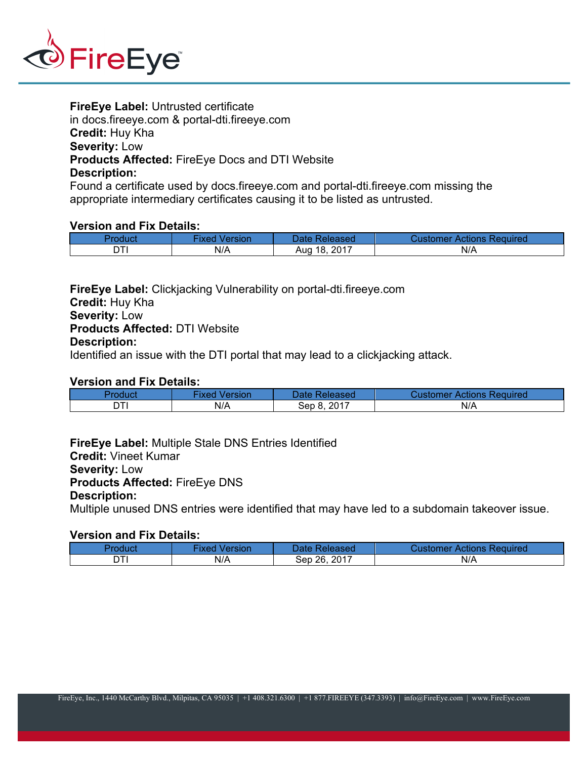**FireEye Label:** Untrusted certificate in docs.fireeye.com & portal-dti.fireeye.com
**Credit:** Huy Kha
**Severity:** Low
**Products Affected:** FireEye Docs and DTI Website
**Description:**
Found a certificate used by docs.fireeye.com and portal-dti.fireeye.com missing the appropriate intermediary certificates causing it to be listed as untrusted.

**Version and Fix Details:**

| Product | Fixed Version | Date Released | Customer Actions Required |
|---|---|---|---|
| DTI | N/A | Aug 18, 2017 | N/A |

**FireEye Label:** Clickjacking Vulnerability on portal-dti.fireeye.com
**Credit:** Huy Kha
**Severity:** Low
**Products Affected:** DTI Website
**Description:**
Identified an issue with the DTI portal that may lead to a clickjacking attack.

**Version and Fix Details:**

| Product | Fixed Version | Date Released | Customer Actions Required |
|---|---|---|---|
| DTI | N/A | Sep 8, 2017 | N/A |

**FireEye Label:** Multiple Stale DNS Entries Identified
**Credit:** Vineet Kumar
**Severity:** Low
**Products Affected:** FireEye DNS
**Description:**
Multiple unused DNS entries were identified that may have led to a subdomain takeover issue.

**Version and Fix Details:**

| Product | Fixed Version | Date Released | Customer Actions Required |
|---|---|---|---|
| DTI | N/A | Sep 26, 2017 | N/A |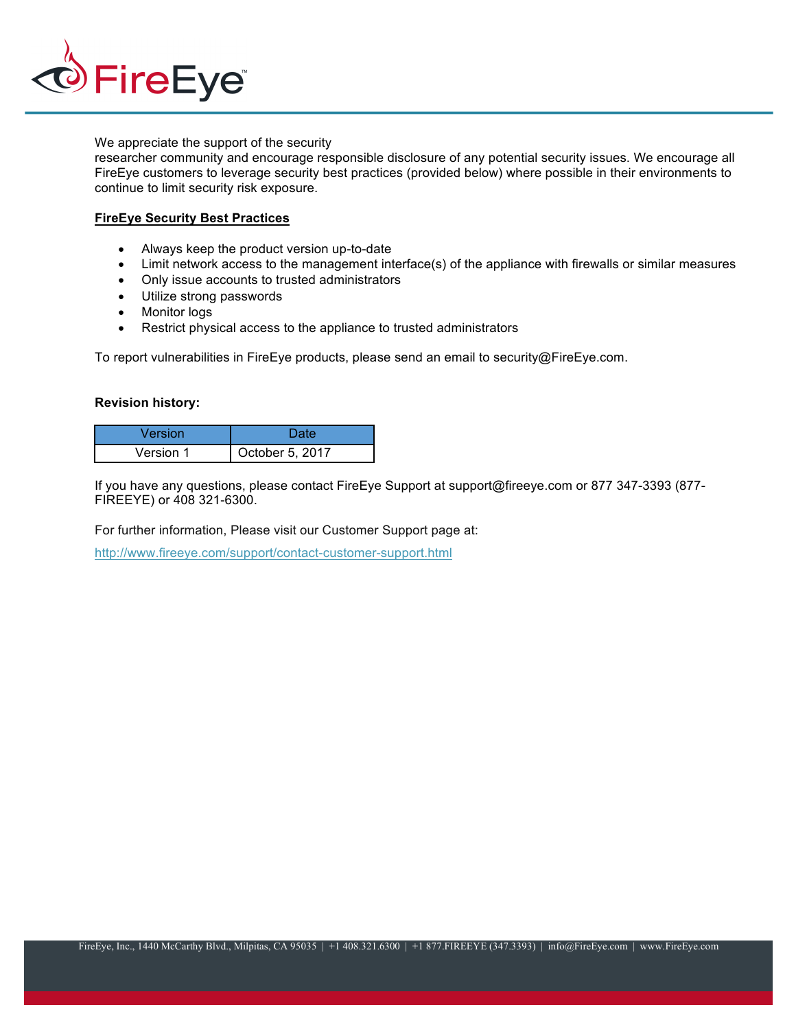We appreciate the support of the security researcher community and encourage responsible disclosure of any potential security issues. We encourage all FireEye customers to leverage security best practices (provided below) where possible in their environments to continue to limit security risk exposure.

**FireEye Security Best Practices**

- Always keep the product version up-to-date
- Limit network access to the management interface(s) of the appliance with firewalls or similar measures
- Only issue accounts to trusted administrators
- Utilize strong passwords
- Monitor logs
- Restrict physical access to the appliance to trusted administrators

To report vulnerabilities in FireEye products, please send an email to security@FireEye.com.

**Revision history:**

| Version | Date |
|---|---|
| Version 1 | October 5, 2017 |

If you have any questions, please contact FireEye Support at support@fireeye.com or 877 347-3393 (877-FIREEYE) or 408 321-6300.

For further information, Please visit our Customer Support page at:

http://www.fireeye.com/support/contact-customer-support.html